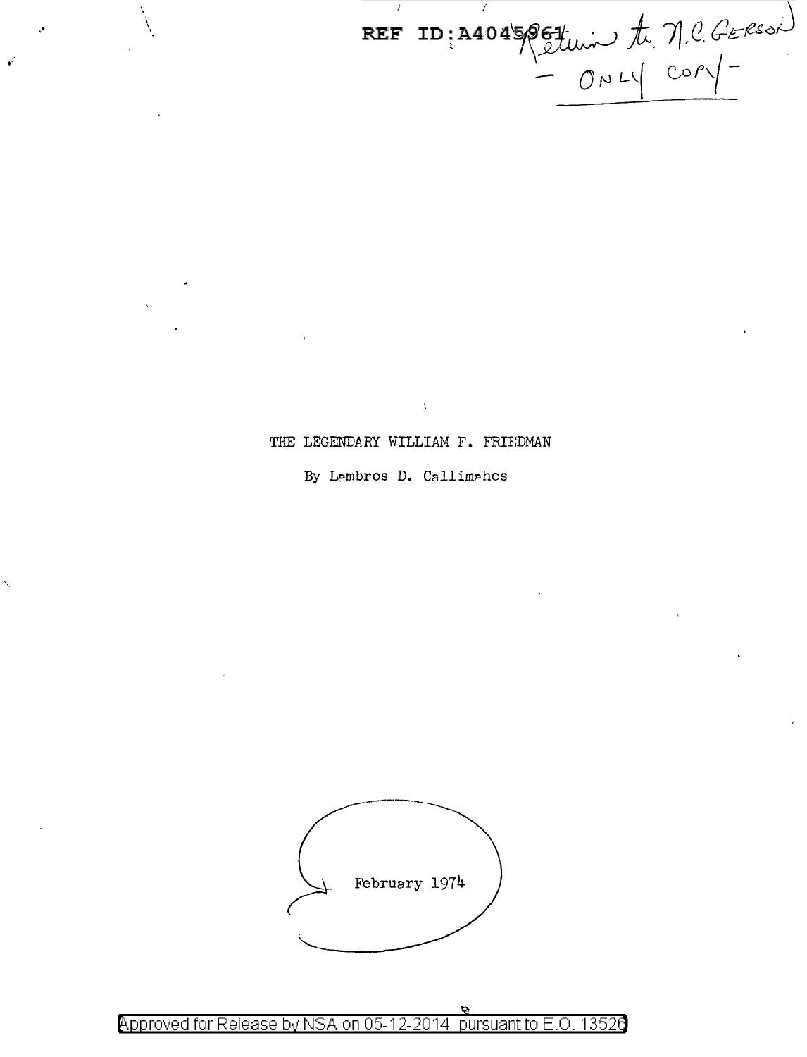REF ID:A4045961 Return to N.C. GERSON
– ONLY COPY –

# THE LEGENDARY WILLIAM F. FRIEDMAN

By Lambros D. Callimahos

February 1974

Approved for Release by NSA on 05-12-2014 pursuant to E.O. 13526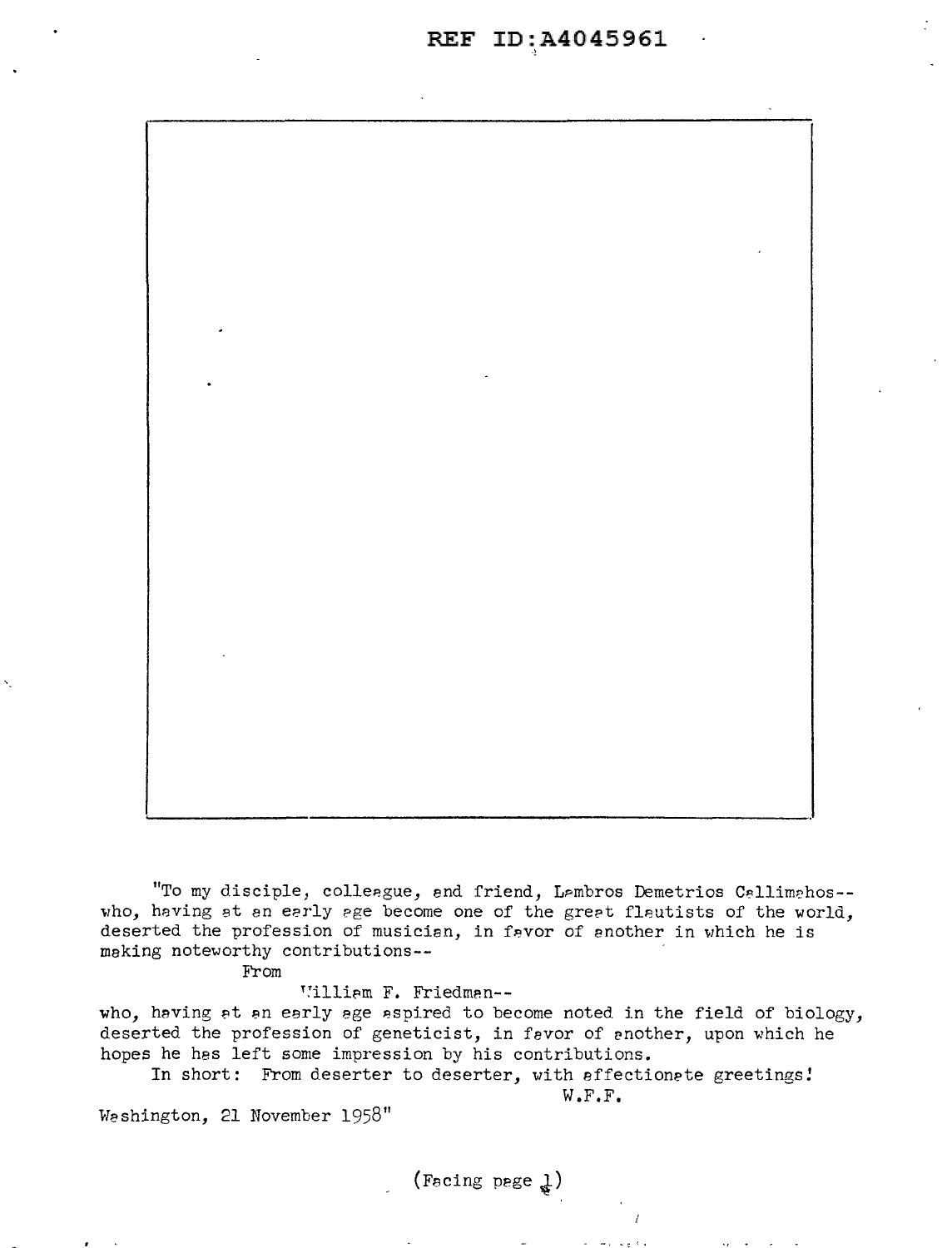"To my disciple, colleague, and friend, Lambros Demetrios Callimahos--who, having at an early age become one of the great flautists of the world, deserted the profession of musician, in favor of another in which he is making noteworthy contributions--

From

William F. Friedman--

who, having at an early age aspired to become noted in the field of biology, deserted the profession of geneticist, in favor of another, upon which he hopes he has left some impression by his contributions.

In short: From deserter to deserter, with affectionate greetings!

W.F.F.

Washington, 21 November 1958"

(Facing page 1)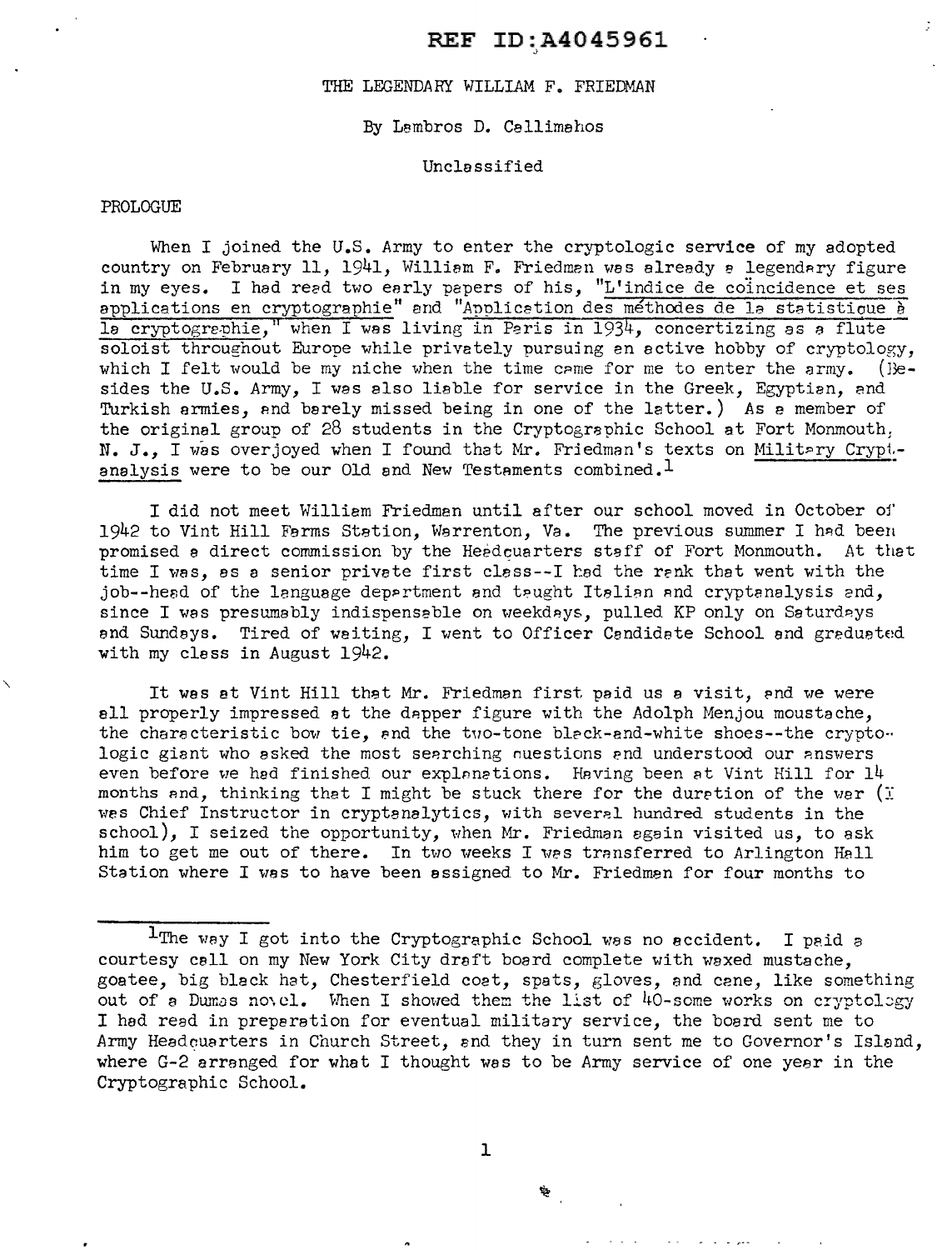REF ID:A4045961

THE LEGENDARY WILLIAM F. FRIEDMAN

By Lambros D. Callimahos

Unclassified

PROLOGUE

When I joined the U.S. Army to enter the cryptologic service of my adopted country on February 11, 1941, William F. Friedman was already a legendary figure in my eyes. I had read two early papers of his, "L'indice de coïncidence et ses applications en cryptographie" and "Application des méthodes de la statistique à la cryptographie," when I was living in Paris in 1934, concertizing as a flute soloist throughout Europe while privately pursuing an active hobby of cryptology, which I felt would be my niche when the time came for me to enter the army. (Besides the U.S. Army, I was also liable for service in the Greek, Egyptian, and Turkish armies, and barely missed being in one of the latter.) As a member of the original group of 28 students in the Cryptographic School at Fort Monmouth, N. J., I was overjoyed when I found that Mr. Friedman's texts on Military Cryptanalysis were to be our Old and New Testaments combined.[1]

I did not meet William Friedman until after our school moved in October of 1942 to Vint Hill Farms Station, Warrenton, Va. The previous summer I had been promised a direct commission by the Headquarters staff of Fort Monmouth. At that time I was, as a senior private first class--I had the rank that went with the job--head of the language department and taught Italian and cryptanalysis and, since I was presumably indispensable on weekdays, pulled KP only on Saturdays and Sundays. Tired of waiting, I went to Officer Candidate School and graduated with my class in August 1942.

It was at Vint Hill that Mr. Friedman first paid us a visit, and we were all properly impressed at the dapper figure with the Adolph Menjou moustache, the characteristic bow tie, and the two-tone black-and-white shoes--the cryptologic giant who asked the most searching questions and understood our answers even before we had finished our explanations. Having been at Vint Hill for 14 months and, thinking that I might be stuck there for the duration of the war (I was Chief Instructor in cryptanalytics, with several hundred students in the school), I seized the opportunity, when Mr. Friedman again visited us, to ask him to get me out of there. In two weeks I was transferred to Arlington Hall Station where I was to have been assigned to Mr. Friedman for four months to

---

[1] The way I got into the Cryptographic School was no accident. I paid a courtesy call on my New York City draft board complete with waxed mustache, goatee, big black hat, Chesterfield coat, spats, gloves, and cane, like something out of a Dumas novel. When I showed them the list of 40-some works on cryptology I had read in preparation for eventual military service, the board sent me to Army Headquarters in Church Street, and they in turn sent me to Governor's Island, where G-2 arranged for what I thought was to be Army service of one year in the Cryptographic School.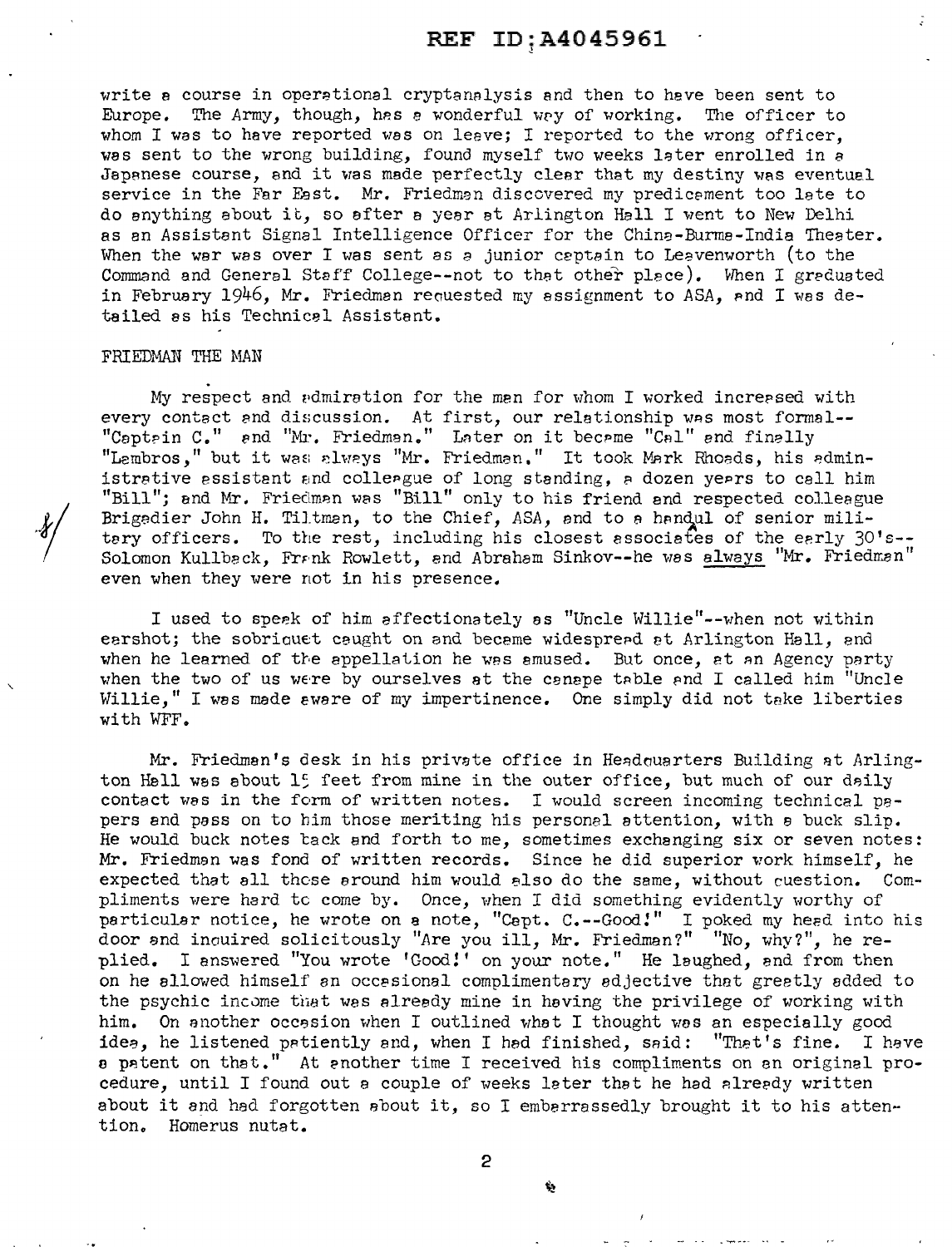write a course in operational cryptanalysis and then to have been sent to Europe. The Army, though, has a wonderful way of working. The officer to whom I was to have reported was on leave; I reported to the wrong officer, was sent to the wrong building, found myself two weeks later enrolled in a Japanese course, and it was made perfectly clear that my destiny was eventual service in the Far East. Mr. Friedman discovered my predicament too late to do anything about it, so after a year at Arlington Hall I went to New Delhi as an Assistant Signal Intelligence Officer for the China-Burma-India Theater. When the war was over I was sent as a junior captain to Leavenworth (to the Command and General Staff College--not to that other place). When I graduated in February 1946, Mr. Friedman requested my assignment to ASA, and I was detailed as his Technical Assistant.

## FRIEDMAN THE MAN

My respect and admiration for the man for whom I worked increased with every contact and discussion. At first, our relationship was most formal--"Captain C." and "Mr. Friedman." Later on it became "Cal" and finally "Lambros," but it was always "Mr. Friedman." It took Mark Rhoads, his administrative assistant and colleague of long standing, a dozen years to call him "Bill"; and Mr. Friedman was "Bill" only to his friend and respected colleague Brigadier John H. Tiltman, to the Chief, ASA, and to a handul of senior military officers. To the rest, including his closest associates of the early 30's--Solomon Kullback, Frank Rowlett, and Abraham Sinkov--he was always "Mr. Friedman" even when they were not in his presence.

I used to speak of him affectionately as "Uncle Willie"--when not within earshot; the sobriquet caught on and became widespread at Arlington Hall, and when he learned of the appellation he was amused. But once, at an Agency party when the two of us were by ourselves at the canape table and I called him "Uncle Willie," I was made aware of my impertinence. One simply did not take liberties with WFF.

Mr. Friedman's desk in his private office in Headquarters Building at Arlington Hall was about 15 feet from mine in the outer office, but much of our daily contact was in the form of written notes. I would screen incoming technical papers and pass on to him those meriting his personal attention, with a buck slip. He would buck notes back and forth to me, sometimes exchanging six or seven notes: Mr. Friedman was fond of written records. Since he did superior work himself, he expected that all those around him would also do the same, without question. Compliments were hard to come by. Once, when I did something evidently worthy of particular notice, he wrote on a note, "Capt. C.--Good!" I poked my head into his door and inquired solicitously "Are you ill, Mr. Friedman?" "No, why?", he replied. I answered "You wrote 'Good!' on your note." He laughed, and from then on he allowed himself an occasional complimentary adjective that greatly added to the psychic income that was already mine in having the privilege of working with him. On another occasion when I outlined what I thought was an especially good idea, he listened patiently and, when I had finished, said: "That's fine. I have a patent on that." At another time I received his compliments on an original procedure, until I found out a couple of weeks later that he had already written about it and had forgotten about it, so I embarrassedly brought it to his attention. Homerus nutat.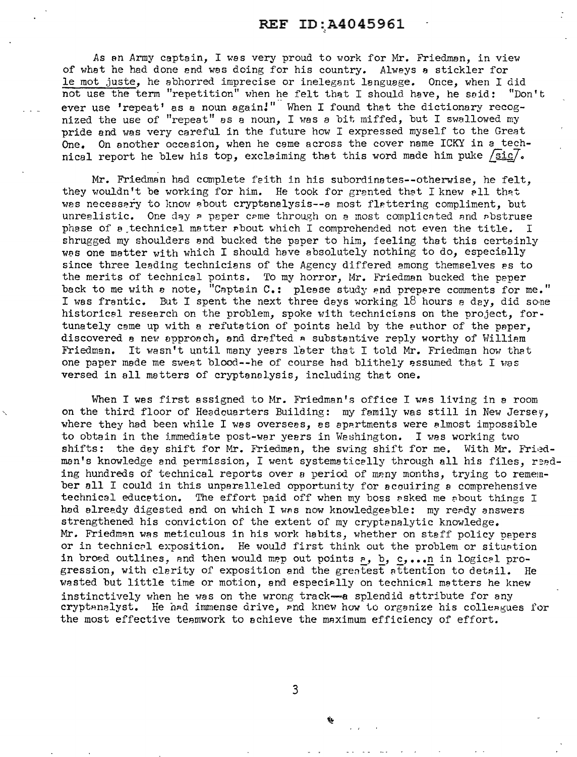As an Army captain, I was very proud to work for Mr. Friedman, in view of what he had done and was doing for his country. Always a stickler for le mot juste, he abhorred imprecise or inelegant language. Once, when I did not use the term "repetition" when he felt that I should have, he said: "Don't ever use 'repeat' as a noun again!" When I found that the dictionary recognized the use of "repeat" as a noun, I was a bit miffed, but I swallowed my pride and was very careful in the future how I expressed myself to the Great One. On another occasion, when he came across the cover name ICKY in a technical report he blew his top, exclaiming that this word made him puke [sic].

Mr. Friedman had complete faith in his subordinates--otherwise, he felt, they wouldn't be working for him. He took for granted that I knew all that was necessary to know about cryptanalysis--a most flattering compliment, but unrealistic. One day a paper came through on a most complicated and abstruse phase of a technical matter about which I comprehended not even the title. I shrugged my shoulders and bucked the paper to him, feeling that this certainly was one matter with which I should have absolutely nothing to do, especially since three leading technicians of the Agency differed among themselves as to the merits of technical points. To my horror, Mr. Friedman bucked the paper back to me with a note, "Captain C.: please study and prepare comments for me." I was frantic. But I spent the next three days working 18 hours a day, did some historical research on the problem, spoke with technicians on the project, fortunately came up with a refutation of points held by the author of the paper, discovered a new approach, and drafted a substantive reply worthy of William Friedman. It wasn't until many years later that I told Mr. Friedman how that one paper made me sweat blood--he of course had blithely assumed that I was versed in all matters of cryptanalysis, including that one.

When I was first assigned to Mr. Friedman's office I was living in a room on the third floor of Headquarters Building: my family was still in New Jersey, where they had been while I was overseas, as apartments were almost impossible to obtain in the immediate post-war years in Washington. I was working two shifts: the day shift for Mr. Friedman, the swing shift for me. With Mr. Friedman's knowledge and permission, I went systematically through all his files, reading hundreds of technical reports over a period of many months, trying to remember all I could in this unparalleled opportunity for acquiring a comprehensive technical education. The effort paid off when my boss asked me about things I had already digested and on which I was now knowledgeable: my ready answers strengthened his conviction of the extent of my cryptanalytic knowledge. Mr. Friedman was meticulous in his work habits, whether on staff policy papers or in technical exposition. He would first think out the problem or situation in broad outlines, and then would map out points a, b, c,...n in logical progression, with clarity of exposition and the greatest attention to detail. He wasted but little time or motion, and especially on technical matters he knew instinctively when he was on the wrong track--a splendid attribute for any cryptanalyst. He had immense drive, and knew how to organize his colleagues for the most effective teamwork to achieve the maximum efficiency of effort.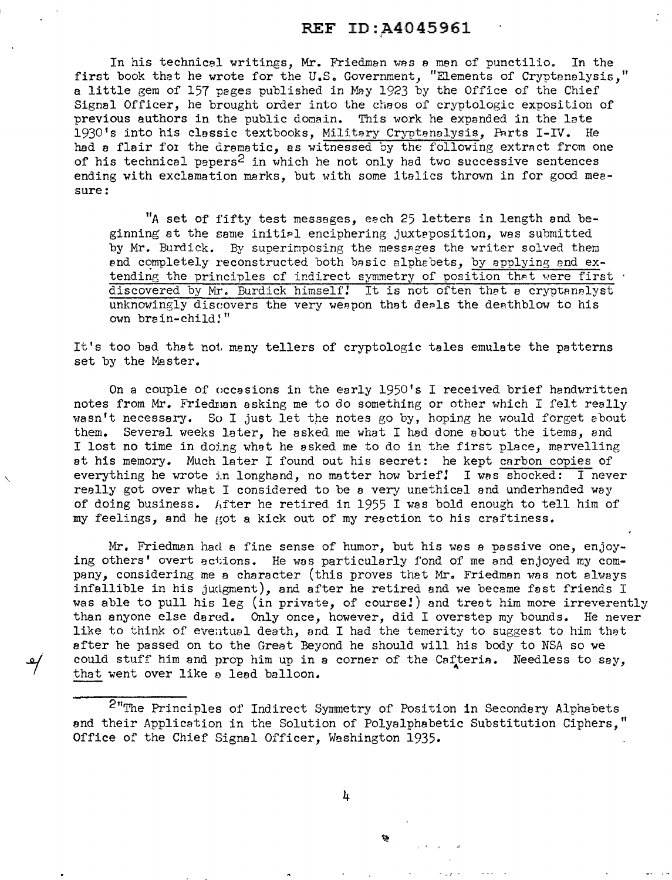In his technical writings, Mr. Friedman was a man of punctilio. In the first book that he wrote for the U.S. Government, "Elements of Cryptanalysis," a little gem of 157 pages published in May 1923 by the Office of the Chief Signal Officer, he brought order into the chaos of cryptologic exposition of previous authors in the public domain. This work he expanded in the late 1930's into his classic textbooks, Military Cryptanalysis, Parts I-IV. He had a flair for the dramatic, as witnessed by the following extract from one of his technical papers[2] in which he not only had two successive sentences ending with exclamation marks, but with some italics thrown in for good measure:

> "A set of fifty test messages, each 25 letters in length and beginning at the same initial enciphering juxtaposition, was submitted by Mr. Burdick. By superimposing the messages the writer solved them and completely reconstructed both basic alphabets, *by applying and extending the principles of indirect symmetry of position that were first discovered by Mr. Burdick himself!* It is not often that a cryptanalyst unknowingly discovers the very weapon that deals the deathblow to his own brain-child!"

It's too bad that not many tellers of cryptologic tales emulate the patterns set by the Master.

On a couple of occasions in the early 1950's I received brief handwritten notes from Mr. Friedman asking me to do something or other which I felt really wasn't necessary. So I just let the notes go by, hoping he would forget about them. Several weeks later, he asked me what I had done about the items, and I lost no time in doing what he asked me to do in the first place, marvelling at his memory. Much later I found out his secret: he kept *carbon copies* of everything he wrote in longhand, no matter how brief! I was *shocked*: I never really got over what I considered to be a very unethical and underhanded way of doing business. After he retired in 1955 I was bold enough to tell him of my feelings, and he got a kick out of my reaction to his craftiness.

Mr. Friedman had a fine sense of humor, but his was a passive one, enjoying others' overt actions. He was particularly fond of me and enjoyed my company, considering me a character (this proves that Mr. Friedman was not always infallible in his judgment), and after he retired and we became fast friends I was able to pull his leg (in private, of course!) and treat him more irreverently than anyone else dared. Only once, however, did I overstep my bounds. He never like to think of eventual death, and I had the temerity to suggest to him that after he passed on to the Great Beyond he should will his body to NSA so we could stuff him and prop him up in a corner of the Cafeteria. Needless to say, *that* went over like a lead balloon.

---

[2] "The Principles of Indirect Symmetry of Position in Secondary Alphabets and their Application in the Solution of Polyalphabetic Substitution Ciphers," Office of the Chief Signal Officer, Washington 1935.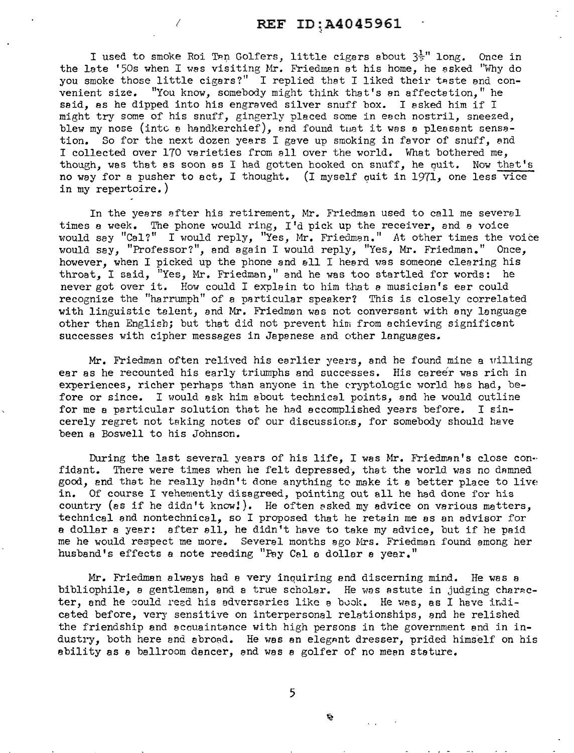I used to smoke Roi Tan Golfers, little cigars about $3\frac{1}{2}$" long. Once in the late '50s when I was visiting Mr. Friedman at his home, he asked "Why do you smoke those little cigars?" I replied that I liked their taste and convenient size. "You know, somebody might think that's an affectation," he said, as he dipped into his engraved silver snuff box. I asked him if I might try some of his snuff, gingerly placed some in each nostril, sneezed, blew my nose (into a handkerchief), and found that it was a pleasant sensation. So for the next dozen years I gave up smoking in favor of snuff, and I collected over 170 varieties from all over the world. What bothered me, though, was that as soon as I had gotten hooked on snuff, he quit. Now that's no way for a pusher to act, I thought. (I myself quit in 1971, one less vice in my repertoire.)

In the years after his retirement, Mr. Friedman used to call me several times a week. The phone would ring, I'd pick up the receiver, and a voice would say "Cal?" I would reply, "Yes, Mr. Friedman." At other times the voice would say, "Professor?", and again I would reply, "Yes, Mr. Friedman." Once, however, when I picked up the phone and all I heard was someone clearing his throat, I said, "Yes, Mr. Friedman," and he was too startled for words: he never got over it. How could I explain to him that a musician's ear could recognize the "harrumph" of a particular speaker? This is closely correlated with linguistic talent, and Mr. Friedman was not conversant with any language other than English; but that did not prevent him from achieving significant successes with cipher messages in Japanese and other languages.

Mr. Friedman often relived his earlier years, and he found mine a willing ear as he recounted his early triumphs and successes. His career was rich in experiences, richer perhaps than anyone in the cryptologic world has had, before or since. I would ask him about technical points, and he would outline for me a particular solution that he had accomplished years before. I sincerely regret not taking notes of our discussions, for somebody should have been a Boswell to his Johnson.

During the last several years of his life, I was Mr. Friedman's close confidant. There were times when he felt depressed, that the world was no damned good, and that he really hadn't done anything to make it a better place to live in. Of course I vehemently disagreed, pointing out all he had done for his country (as if he didn't know!). He often asked my advice on various matters, technical and nontechnical, so I proposed that he retain me as an advisor for a dollar a year: after all, he didn't have to take my advice, but if he paid me he would respect me more. Several months ago Mrs. Friedman found among her husband's effects a note reading "Pay Cal a dollar a year."

Mr. Friedman always had a very inquiring and discerning mind. He was a bibliophile, a gentleman, and a true scholar. He was astute in judging character, and he could read his adversaries like a book. He was, as I have indicated before, very sensitive on interpersonal relationships, and he relished the friendship and acquaintance with high persons in the government and in industry, both here and abroad. He was an elegant dresser, prided himself on his ability as a ballroom dancer, and was a golfer of no mean stature.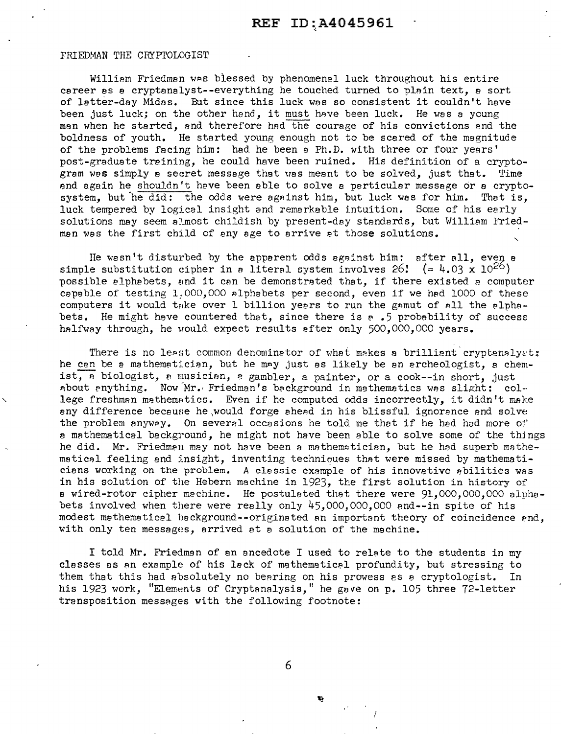FRIEDMAN THE CRYPTOLOGIST

William Friedman was blessed by phenomenal luck throughout his entire career as a cryptanalyst--everything he touched turned to plain text, a sort of latter-day Midas. But since this luck was so consistent it couldn't have been just luck; on the other hand, it must have been luck. He was a young man when he started, and therefore had the courage of his convictions and the boldness of youth. He started young enough not to be scared of the magnitude of the problems facing him: had he been a Ph.D. with three or four years' post-graduate training, he could have been ruined. His definition of a cryptogram was simply a secret message that was meant to be solved, just that. Time and again he shouldn't have been able to solve a particular message or a cryptosystem, but he did: the odds were against him, but luck was for him. That is, luck tempered by logical insight and remarkable intuition. Some of his early solutions may seem almost childish by present-day standards, but William Friedman was the first child of any age to arrive at those solutions.

He wasn't disturbed by the apparent odds against him: after all, even a simple substitution cipher in a literal system involves 26! ($= 4.03 \times 10^{26}$) possible alphabets, and it can be demonstrated that, if there existed a computer capable of testing 1,000,000 alphabets per second, even if we had 1000 of these computers it would take over 1 billion years to run the gamut of all the alphabets. He might have countered that, since there is a .5 probability of success halfway through, he would expect results after only 500,000,000 years.

There is no least common denominator of what makes a brilliant cryptanalyst: he can be a mathematician, but he may just as likely be an archeologist, a chemist, a biologist, a musician, a gambler, a painter, or a cook--in short, just about anything. Now Mr. Friedman's background in mathematics was slight: college freshman mathematics. Even if he computed odds incorrectly, it didn't make any difference because he would forge ahead in his blissful ignorance and solve the problem anyway. On several occasions he told me that if he had had more of a mathematical background, he might not have been able to solve some of the things he did. Mr. Friedman may not have been a mathematician, but he had superb mathematical feeling and insight, inventing techniques that were missed by mathematicians working on the problem. A classic example of his innovative abilities was in his solution of the Hebern machine in 1923, the first solution in history of a wired-rotor cipher machine. He postulated that there were 91,000,000,000 alphabets involved when there were really only 45,000,000,000 and--in spite of his modest mathematical background--originated an important theory of coincidence and, with only ten messages, arrived at a solution of the machine.

I told Mr. Friedman of an ancedote I used to relate to the students in my classes as an example of his lack of mathematical profundity, but stressing to them that this had absolutely no bearing on his prowess as a cryptologist. In his 1923 work, "Elements of Cryptanalysis," he gave on p. 105 three 72-letter transposition messages with the following footnote: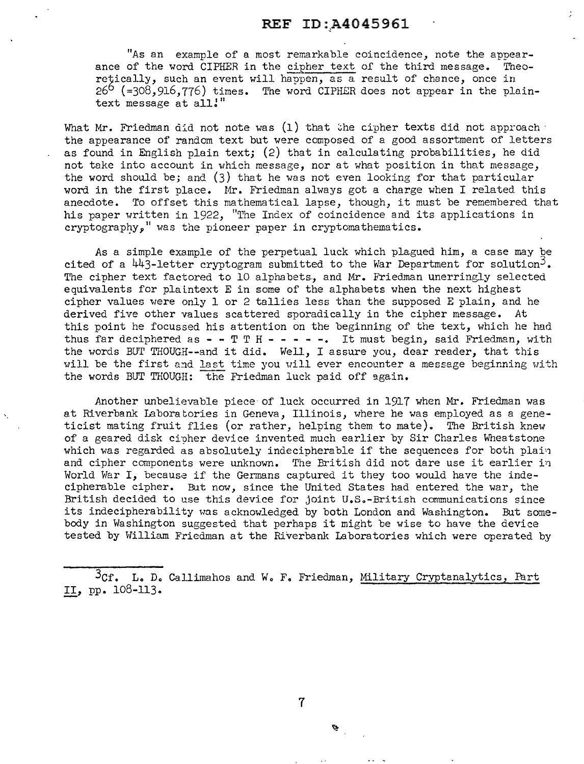"As an example of a most remarkable coincidence, note the appearance of the word CIPHER in the <u>cipher text</u> of the third message. Theoretically, such an event will happen, as a result of chance, once in $26^6$ (=308,916,776) times. The word CIPHER does not appear in the plaintext message at all!"

What Mr. Friedman did not note was (1) that the cipher texts did not approach the appearance of random text but were composed of a good assortment of letters as found in English plain text; (2) that in calculating probabilities, he did not take into account in which message, nor at what position in that message, the word should be; and (3) that he was not even looking for that particular word in the first place. Mr. Friedman always got a charge when I related this anecdote. To offset this mathematical lapse, though, it must be remembered that his paper written in 1922, "The Index of coincidence and its applications in cryptography," was the pioneer paper in cryptomathematics.

As a simple example of the perpetual luck which plagued him, a case may be cited of a 443-letter cryptogram submitted to the War Department for solution[3]. The cipher text factored to 10 alphabets, and Mr. Friedman unerringly selected equivalents for plaintext E in some of the alphabets when the next highest cipher values were only 1 or 2 tallies less than the supposed E plain, and he derived five other values scattered sporadically in the cipher message. At this point he focussed his attention on the beginning of the text, which he had thus far deciphered as - - T T H - - - - -. It must begin, said Friedman, with the words BUT THOUGH--and it did. Well, I assure you, dear reader, that this will be the first and <u>last</u> time you will ever encounter a message beginning with the words BUT THOUGH: the Friedman luck paid off again.

Another unbelievable piece of luck occurred in 1917 when Mr. Friedman was at Riverbank Laboratories in Geneva, Illinois, where he was employed as a geneticist mating fruit flies (or rather, helping them to mate). The British knew of a geared disk cipher device invented much earlier by Sir Charles Wheatstone which was regarded as absolutely indecipherable if the sequences for both plain and cipher components were unknown. The British did not dare use it earlier in World War I, because if the Germans captured it they too would have the indecipherable cipher. But now, since the United States had entered the war, the British decided to use this device for joint U.S.-British communications since its indecipherability was acknowledged by both London and Washington. But somebody in Washington suggested that perhaps it might be wise to have the device tested by William Friedman at the Riverbank Laboratories which were operated by

---

[3] Cf. L. D. Callimahos and W. F. Friedman, <u>Military Cryptanalytics, Part II</u>, pp. 108-113.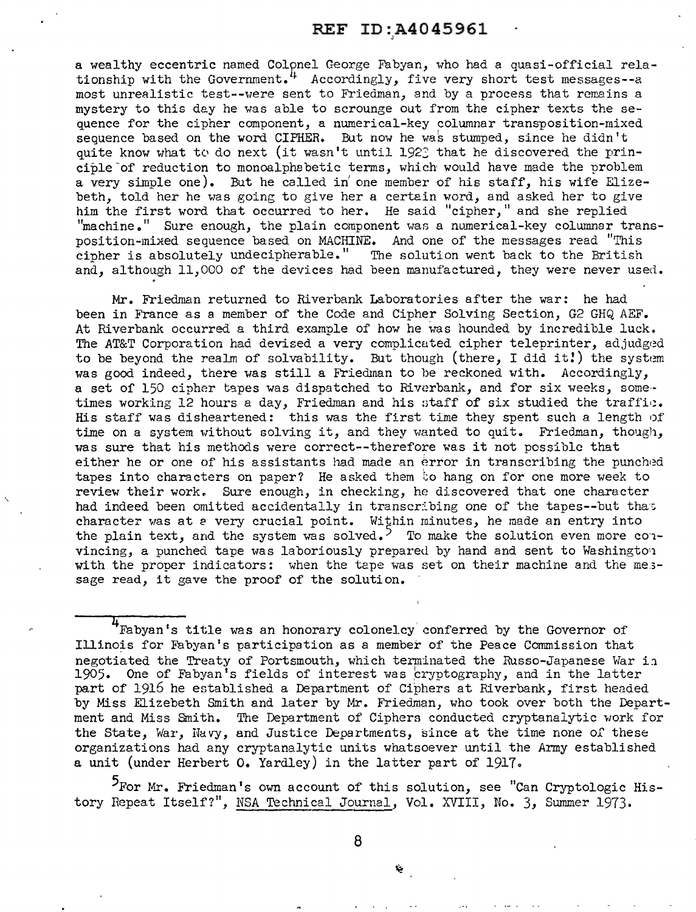a wealthy eccentric named Colonel George Fabyan, who had a quasi-official relationship with the Government.[4] Accordingly, five very short test messages--a most unrealistic test--were sent to Friedman, and by a process that remains a mystery to this day he was able to scrounge out from the cipher texts the sequence for the cipher component, a numerical-key columnar transposition-mixed sequence based on the word CIPHER. But now he was stumped, since he didn't quite know what to do next (it wasn't until 1923 that he discovered the principle of reduction to monoalphabetic terms, which would have made the problem a very simple one). But he called in one member of his staff, his wife Elizebeth, told her he was going to give her a certain word, and asked her to give him the first word that occurred to her. He said "cipher," and she replied "machine." Sure enough, the plain component was a numerical-key columnar transposition-mixed sequence based on MACHINE. And one of the messages read "This cipher is absolutely undecipherable." The solution went back to the British and, although 11,000 of the devices had been manufactured, they were never used.

Mr. Friedman returned to Riverbank Laboratories after the war: he had been in France as a member of the Code and Cipher Solving Section, G2 GHQ AEF. At Riverbank occurred a third example of how he was hounded by incredible luck. The AT&T Corporation had devised a very complicated cipher teleprinter, adjudged to be beyond the realm of solvability. But though (there, I did it!) the system was good indeed, there was still a Friedman to be reckoned with. Accordingly, a set of 150 cipher tapes was dispatched to Riverbank, and for six weeks, sometimes working 12 hours a day, Friedman and his staff of six studied the traffic. His staff was disheartened: this was the first time they spent such a length of time on a system without solving it, and they wanted to quit. Friedman, though, was sure that his methods were correct--therefore was it not possible that either he or one of his assistants had made an error in transcribing the punched tapes into characters on paper? He asked them to hang on for one more week to review their work. Sure enough, in checking, he discovered that one character had indeed been omitted accidentally in transcribing one of the tapes--but that character was at a very crucial point. Within minutes, he made an entry into the plain text, and the system was solved.[5] To make the solution even more convincing, a punched tape was laboriously prepared by hand and sent to Washington with the proper indicators: when the tape was set on their machine and the message read, it gave the proof of the solution.

---

[4] Fabyan's title was an honorary colonelcy conferred by the Governor of Illinois for Fabyan's participation as a member of the Peace Commission that negotiated the Treaty of Portsmouth, which terminated the Russo-Japanese War in 1905. One of Fabyan's fields of interest was cryptography, and in the latter part of 1916 he established a Department of Ciphers at Riverbank, first headed by Miss Elizebeth Smith and later by Mr. Friedman, who took over both the Department and Miss Smith. The Department of Ciphers conducted cryptanalytic work for the State, War, Navy, and Justice Departments, since at the time none of these organizations had any cryptanalytic units whatsoever until the Army established a unit (under Herbert O. Yardley) in the latter part of 1917.

[5] For Mr. Friedman's own account of this solution, see "Can Cryptologic History Repeat Itself?", NSA Technical Journal, Vol. XVIII, No. 3, Summer 1973.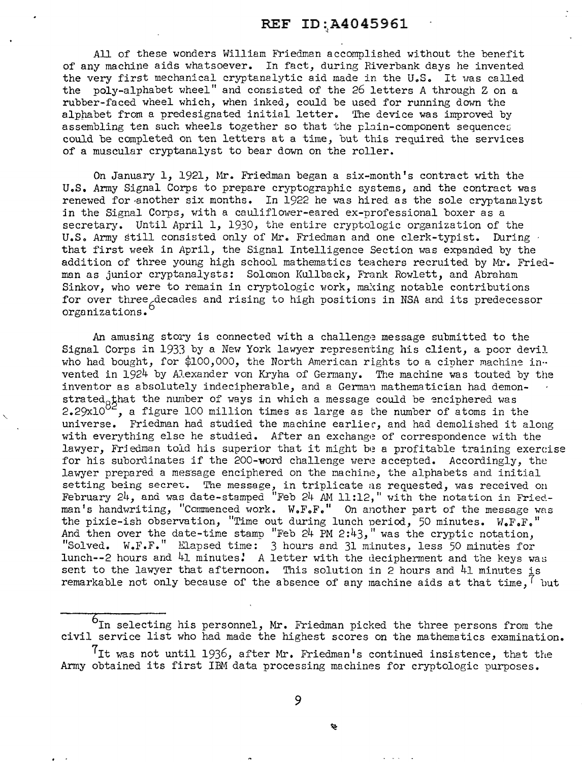All of these wonders William Friedman accomplished without the benefit of any machine aids whatsoever. In fact, during Riverbank days he invented the very first mechanical cryptanalytic aid made in the U.S. It was called the poly-alphabet wheel" and consisted of the 26 letters A through Z on a rubber-faced wheel which, when inked, could be used for running down the alphabet from a predesignated initial letter. The device was improved by assembling ten such wheels together so that the plain-component sequences could be completed on ten letters at a time, but this required the services of a muscular cryptanalyst to bear down on the roller.

On January 1, 1921, Mr. Friedman began a six-month's contract with the U.S. Army Signal Corps to prepare cryptographic systems, and the contract was renewed for another six months. In 1922 he was hired as the sole cryptanalyst in the Signal Corps, with a cauliflower-eared ex-professional boxer as a secretary. Until April 1, 1930, the entire cryptologic organization of the U.S. Army still consisted only of Mr. Friedman and one clerk-typist. During that first week in April, the Signal Intelligence Section was expanded by the addition of three young high school mathematics teachers recruited by Mr. Friedman as junior cryptanalysts: Solomon Kullback, Frank Rowlett, and Abraham Sinkov, who were to remain in cryptologic work, making notable contributions for over three decades and rising to high positions in NSA and its predecessor organizations.[6]

An amusing story is connected with a challenge message submitted to the Signal Corps in 1933 by a New York lawyer representing his client, a poor devil who had bought, for $100,000, the North American rights to a cipher machine invented in 1924 by Alexander von Kryha of Germany. The machine was touted by the inventor as absolutely indecipherable, and a German mathematician had demonstrated that the number of ways in which a message could be enciphered was $2.29 \times 10^{82}$, a figure 100 million times as large as the number of atoms in the universe. Friedman had studied the machine earlier, and had demolished it along with everything else he studied. After an exchange of correspondence with the lawyer, Friedman told his superior that it might be a profitable training exercise for his subordinates if the 200-word challenge were accepted. Accordingly, the lawyer prepared a message enciphered on the machine, the alphabets and initial setting being secret. The message, in triplicate as requested, was received on February 24, and was date-stamped "Feb 24 AM 11:12," with the notation in Friedman's handwriting, "Commenced work. W.F.F." On another part of the message was the pixie-ish observation, "Time out during lunch period, 50 minutes. W.F.F." And then over the date-time stamp "Feb 24 PM 2:43," was the cryptic notation, "Solved. W.F.F." Elapsed time: 3 hours and 31 minutes, less 50 minutes for lunch--2 hours and 41 minutes! A letter with the decipherment and the keys was sent to the lawyer that afternoon. This solution in 2 hours and 41 minutes is remarkable not only because of the absence of any machine aids at that time,[7] but

---

[6] In selecting his personnel, Mr. Friedman picked the three persons from the civil service list who had made the highest scores on the mathematics examination.

[7] It was not until 1936, after Mr. Friedman's continued insistence, that the Army obtained its first IBM data processing machines for cryptologic purposes.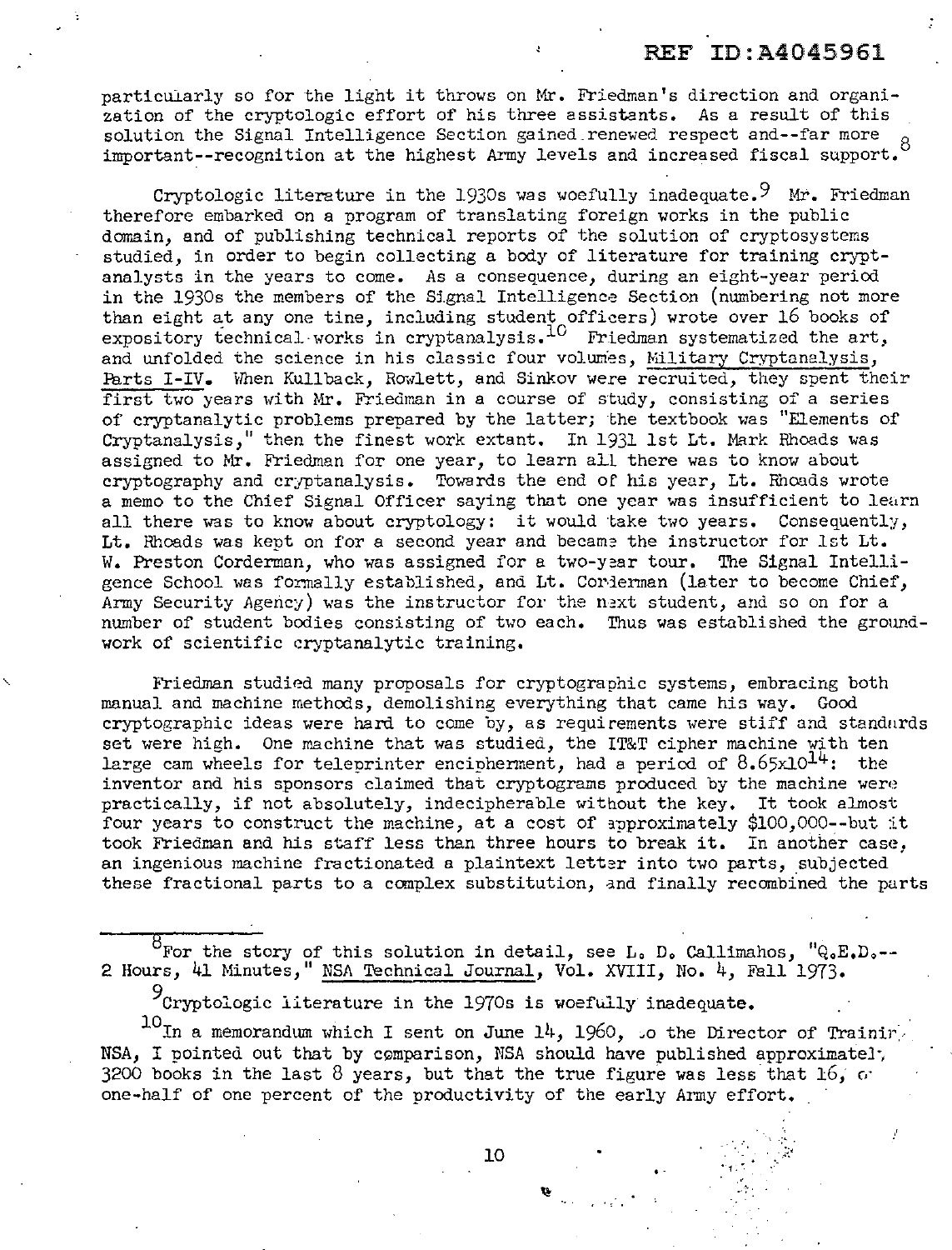particularly so for the light it throws on Mr. Friedman's direction and organization of the cryptologic effort of his three assistants. As a result of this solution the Signal Intelligence Section gained renewed respect and--far more important--recognition at the highest Army levels and increased fiscal support.[8]

Cryptologic literature in the 1930s was woefully inadequate.[9] Mr. Friedman therefore embarked on a program of translating foreign works in the public domain, and of publishing technical reports of the solution of cryptosystems studied, in order to begin collecting a body of literature for training cryptanalysts in the years to come. As a consequence, during an eight-year period in the 1930s the members of the Signal Intelligence Section (numbering not more than eight at any one time, including student officers) wrote over 16 books of expository technical works in cryptanalysis.[10] Friedman systematized the art, and unfolded the science in his classic four volumes, Military Cryptanalysis, Parts I-IV. When Kullback, Rowlett, and Sinkov were recruited, they spent their first two years with Mr. Friedman in a course of study, consisting of a series of cryptanalytic problems prepared by the latter; the textbook was "Elements of Cryptanalysis," then the finest work extant. In 1931 1st Lt. Mark Rhoads was assigned to Mr. Friedman for one year, to learn all there was to know about cryptography and cryptanalysis. Towards the end of his year, Lt. Rhoads wrote a memo to the Chief Signal Officer saying that one year was insufficient to learn all there was to know about cryptology: it would take two years. Consequently, Lt. Rhoads was kept on for a second year and became the instructor for 1st Lt. W. Preston Corderman, who was assigned for a two-year tour. The Signal Intelligence School was formally established, and Lt. Corderman (later to become Chief, Army Security Agency) was the instructor for the next student, and so on for a number of student bodies consisting of two each. Thus was established the groundwork of scientific cryptanalytic training.

Friedman studied many proposals for cryptographic systems, embracing both manual and machine methods, demolishing everything that came his way. Good cryptographic ideas were hard to come by, as requirements were stiff and standards set were high. One machine that was studied, the IT&T cipher machine with ten large cam wheels for teleprinter encipherment, had a period of $8.65 \times 10^{14}$: the inventor and his sponsors claimed that cryptograms produced by the machine were practically, if not absolutely, indecipherable without the key. It took almost four years to construct the machine, at a cost of approximately $100,000--but it took Friedman and his staff less than three hours to break it. In another case, an ingenious machine fractionated a plaintext letter into two parts, subjected these fractional parts to a complex substitution, and finally recombined the parts

---

[8] For the story of this solution in detail, see L. D. Callimahos, "Q.E.D.--2 Hours, 41 Minutes," NSA Technical Journal, Vol. XVIII, No. 4, Fall 1973.

[9] Cryptologic literature in the 1970s is woefully inadequate.

[10] In a memorandum which I sent on June 14, 1960, to the Director of Training, NSA, I pointed out that by comparison, NSA should have published approximately 3200 books in the last 8 years, but that the true figure was less that 16, or one-half of one percent of the productivity of the early Army effort.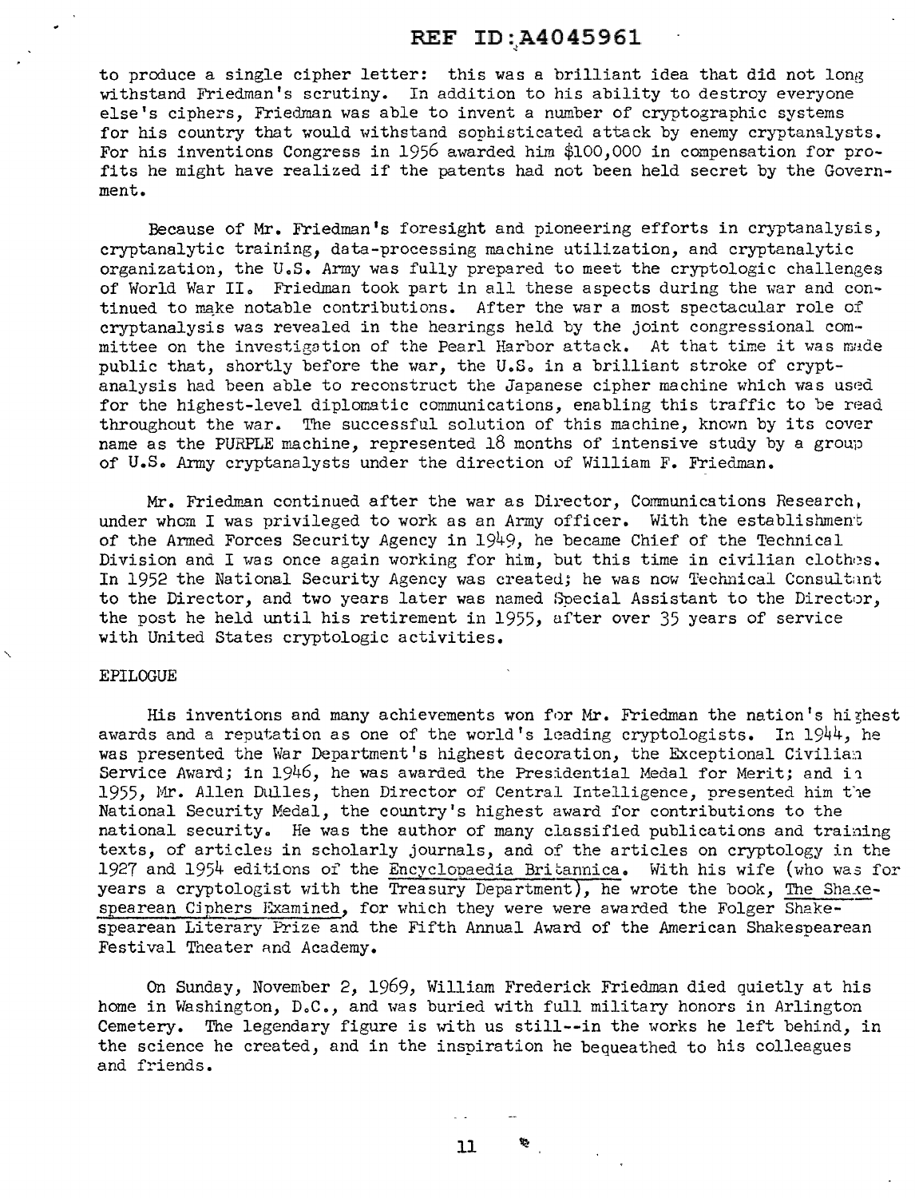to produce a single cipher letter: this was a brilliant idea that did not long withstand Friedman's scrutiny. In addition to his ability to destroy everyone else's ciphers, Friedman was able to invent a number of cryptographic systems for his country that would withstand sophisticated attack by enemy cryptanalysts. For his inventions Congress in 1956 awarded him $100,000 in compensation for profits he might have realized if the patents had not been held secret by the Government.

Because of Mr. Friedman's foresight and pioneering efforts in cryptanalysis, cryptanalytic training, data-processing machine utilization, and cryptanalytic organization, the U.S. Army was fully prepared to meet the cryptologic challenges of World War II. Friedman took part in all these aspects during the war and continued to make notable contributions. After the war a most spectacular role of cryptanalysis was revealed in the hearings held by the joint congressional committee on the investigation of the Pearl Harbor attack. At that time it was made public that, shortly before the war, the U.S. in a brilliant stroke of cryptanalysis had been able to reconstruct the Japanese cipher machine which was used for the highest-level diplomatic communications, enabling this traffic to be read throughout the war. The successful solution of this machine, known by its cover name as the PURPLE machine, represented 18 months of intensive study by a group of U.S. Army cryptanalysts under the direction of William F. Friedman.

Mr. Friedman continued after the war as Director, Communications Research, under whom I was privileged to work as an Army officer. With the establishment of the Armed Forces Security Agency in 1949, he became Chief of the Technical Division and I was once again working for him, but this time in civilian clothes. In 1952 the National Security Agency was created; he was now Technical Consultant to the Director, and two years later was named Special Assistant to the Director, the post he held until his retirement in 1955, after over 35 years of service with United States cryptologic activities.

EPILOGUE

His inventions and many achievements won for Mr. Friedman the nation's highest awards and a reputation as one of the world's leading cryptologists. In 1944, he was presented the War Department's highest decoration, the Exceptional Civilian Service Award; in 1946, he was awarded the Presidential Medal for Merit; and in 1955, Mr. Allen Dulles, then Director of Central Intelligence, presented him the National Security Medal, the country's highest award for contributions to the national security. He was the author of many classified publications and training texts, of articles in scholarly journals, and of the articles on cryptology in the 1927 and 1954 editions of the Encyclopaedia Britannica. With his wife (who was for years a cryptologist with the Treasury Department), he wrote the book, The Shakespearean Ciphers Examined, for which they were were awarded the Folger Shakespearean Literary Prize and the Fifth Annual Award of the American Shakespearean Festival Theater and Academy.

On Sunday, November 2, 1969, William Frederick Friedman died quietly at his home in Washington, D.C., and was buried with full military honors in Arlington Cemetery. The legendary figure is with us still--in the works he left behind, in the science he created, and in the inspiration he bequeathed to his colleagues and friends.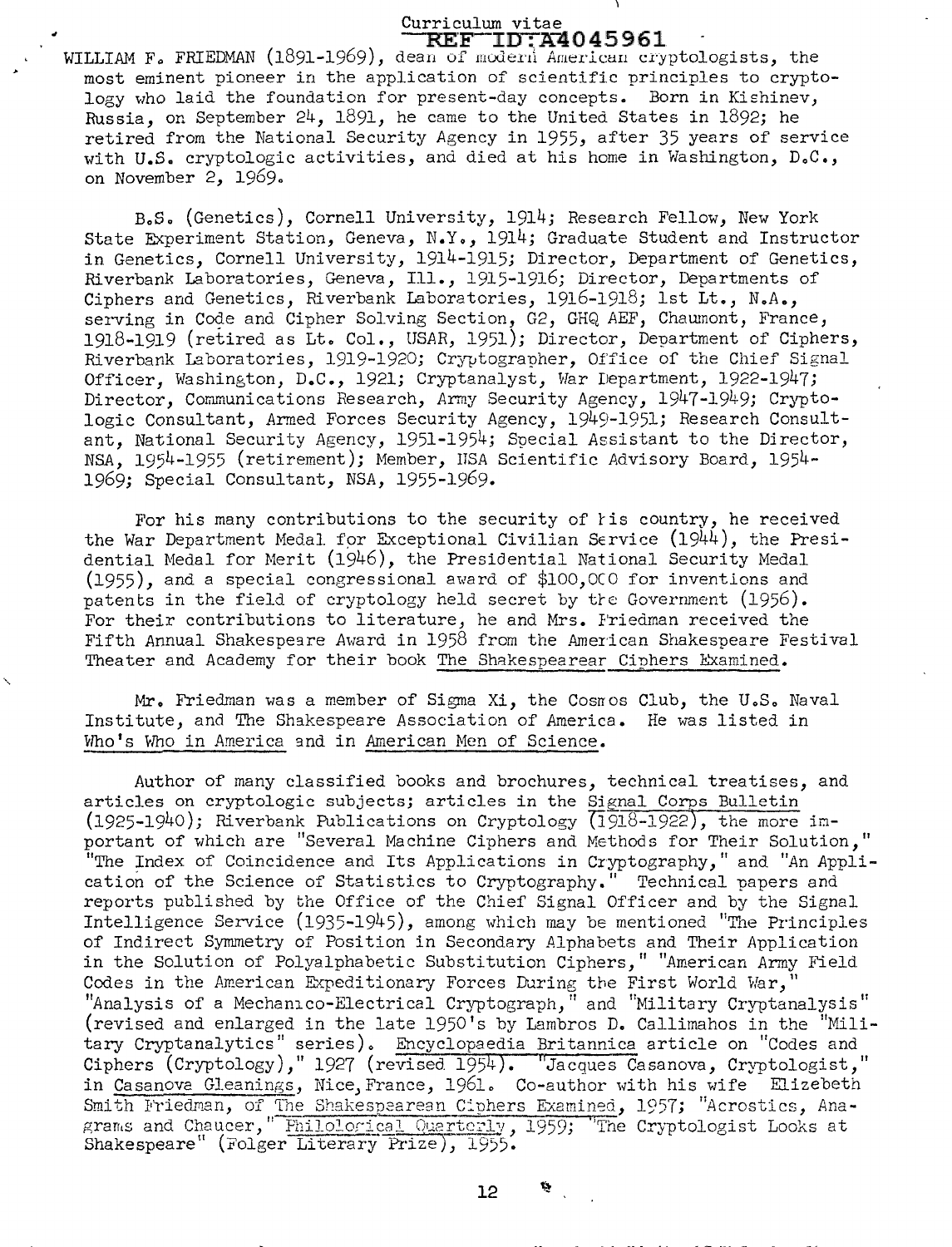Curriculum vitae

REF ID:A4045961

WILLIAM F. FRIEDMAN (1891-1969), dean of modern American cryptologists, the most eminent pioneer in the application of scientific principles to cryptology who laid the foundation for present-day concepts. Born in Kishinev, Russia, on September 24, 1891, he came to the United States in 1892; he retired from the National Security Agency in 1955, after 35 years of service with U.S. cryptologic activities, and died at his home in Washington, D.C., on November 2, 1969.

B.S. (Genetics), Cornell University, 1914; Research Fellow, New York State Experiment Station, Geneva, N.Y., 1914; Graduate Student and Instructor in Genetics, Cornell University, 1914-1915; Director, Department of Genetics, Riverbank Laboratories, Geneva, Ill., 1915-1916; Director, Departments of Ciphers and Genetics, Riverbank Laboratories, 1916-1918; 1st Lt., N.A., serving in Code and Cipher Solving Section, G2, GHQ AEF, Chaumont, France, 1918-1919 (retired as Lt. Col., USAR, 1951); Director, Department of Ciphers, Riverbank Laboratories, 1919-1920; Cryptographer, Office of the Chief Signal Officer, Washington, D.C., 1921; Cryptanalyst, War Department, 1922-1947; Director, Communications Research, Army Security Agency, 1947-1949; Cryptologic Consultant, Armed Forces Security Agency, 1949-1951; Research Consultant, National Security Agency, 1951-1954; Special Assistant to the Director, NSA, 1954-1955 (retirement); Member, NSA Scientific Advisory Board, 1954-1969; Special Consultant, NSA, 1955-1969.

For his many contributions to the security of his country, he received the War Department Medal for Exceptional Civilian Service (1944), the Presidential Medal for Merit (1946), the Presidential National Security Medal (1955), and a special congressional award of $100,000 for inventions and patents in the field of cryptology held secret by the Government (1956). For their contributions to literature, he and Mrs. Friedman received the Fifth Annual Shakespeare Award in 1958 from the American Shakespeare Festival Theater and Academy for their book The Shakespearean Ciphers Examined.

Mr. Friedman was a member of Sigma Xi, the Cosmos Club, the U.S. Naval Institute, and The Shakespeare Association of America. He was listed in Who's Who in America and in American Men of Science.

Author of many classified books and brochures, technical treatises, and articles on cryptologic subjects; articles in the Signal Corps Bulletin (1925-1940); Riverbank Publications on Cryptology (1918-1922), the more important of which are "Several Machine Ciphers and Methods for Their Solution," "The Index of Coincidence and Its Applications in Cryptography," and "An Application of the Science of Statistics to Cryptography." Technical papers and reports published by the Office of the Chief Signal Officer and by the Signal Intelligence Service (1935-1945), among which may be mentioned "The Principles of Indirect Symmetry of Position in Secondary Alphabets and Their Application in the Solution of Polyalphabetic Substitution Ciphers," "American Army Field Codes in the American Expeditionary Forces During the First World War," "Analysis of a Mechanico-Electrical Cryptograph," and "Military Cryptanalysis" (revised and enlarged in the late 1950's by Lambros D. Callimahos in the "Military Cryptanalytics" series). Encyclopaedia Britannica article on "Codes and Ciphers (Cryptology)," 1927 (revised 1954). "Jacques Casanova, Cryptologist," in Casanova Gleanings, Nice, France, 1961. Co-author with his wife Elizebeth Smith Friedman, of The Shakespearean Ciphers Examined, 1957; "Acrostics, Anagrams and Chaucer," Philological Quarterly, 1959; "The Cryptologist Looks at Shakespeare" (Folger Literary Prize), 1955.